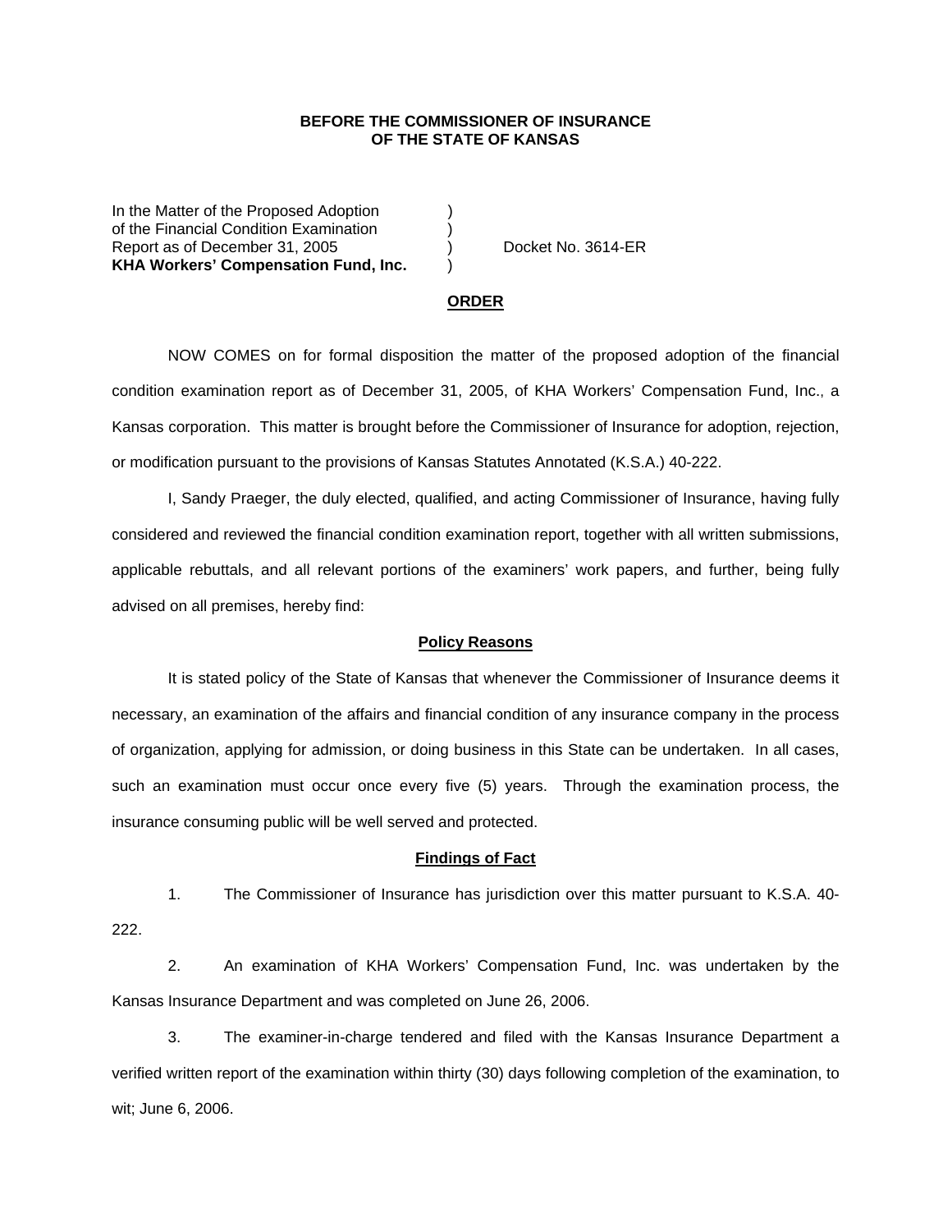**BEFORE THE COMMISSIONER OF INSURANCE**
**OF THE STATE OF KANSAS**

| | | |
|---|---|---|
| In the Matter of the Proposed Adoption | ) | |
| of the Financial Condition Examination | ) | |
| Report as of December 31, 2005 | ) | Docket No. 3614-ER |
| **KHA Workers' Compensation Fund, Inc.** | ) | |

## ORDER

NOW COMES on for formal disposition the matter of the proposed adoption of the financial condition examination report as of December 31, 2005, of KHA Workers' Compensation Fund, Inc., a Kansas corporation. This matter is brought before the Commissioner of Insurance for adoption, rejection, or modification pursuant to the provisions of Kansas Statutes Annotated (K.S.A.) 40-222.

I, Sandy Praeger, the duly elected, qualified, and acting Commissioner of Insurance, having fully considered and reviewed the financial condition examination report, together with all written submissions, applicable rebuttals, and all relevant portions of the examiners' work papers, and further, being fully advised on all premises, hereby find:

### Policy Reasons

It is stated policy of the State of Kansas that whenever the Commissioner of Insurance deems it necessary, an examination of the affairs and financial condition of any insurance company in the process of organization, applying for admission, or doing business in this State can be undertaken. In all cases, such an examination must occur once every five (5) years. Through the examination process, the insurance consuming public will be well served and protected.

### Findings of Fact

1. The Commissioner of Insurance has jurisdiction over this matter pursuant to K.S.A. 40-222.

2. An examination of KHA Workers' Compensation Fund, Inc. was undertaken by the Kansas Insurance Department and was completed on June 26, 2006.

3. The examiner-in-charge tendered and filed with the Kansas Insurance Department a verified written report of the examination within thirty (30) days following completion of the examination, to wit; June 6, 2006.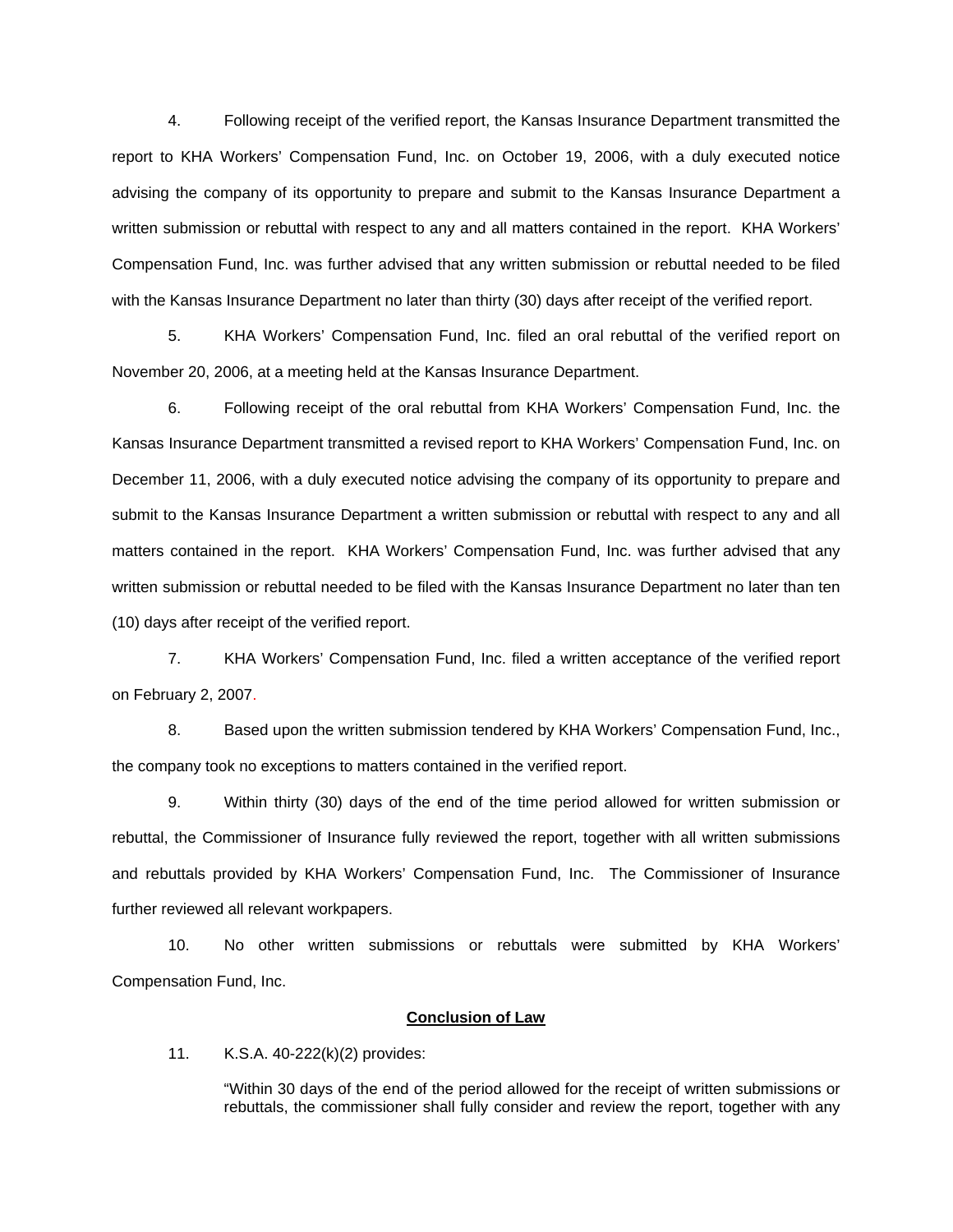4. Following receipt of the verified report, the Kansas Insurance Department transmitted the report to KHA Workers' Compensation Fund, Inc. on October 19, 2006, with a duly executed notice advising the company of its opportunity to prepare and submit to the Kansas Insurance Department a written submission or rebuttal with respect to any and all matters contained in the report. KHA Workers' Compensation Fund, Inc. was further advised that any written submission or rebuttal needed to be filed with the Kansas Insurance Department no later than thirty (30) days after receipt of the verified report.

5. KHA Workers' Compensation Fund, Inc. filed an oral rebuttal of the verified report on November 20, 2006, at a meeting held at the Kansas Insurance Department.

6. Following receipt of the oral rebuttal from KHA Workers' Compensation Fund, Inc. the Kansas Insurance Department transmitted a revised report to KHA Workers' Compensation Fund, Inc. on December 11, 2006, with a duly executed notice advising the company of its opportunity to prepare and submit to the Kansas Insurance Department a written submission or rebuttal with respect to any and all matters contained in the report. KHA Workers' Compensation Fund, Inc. was further advised that any written submission or rebuttal needed to be filed with the Kansas Insurance Department no later than ten (10) days after receipt of the verified report.

7. KHA Workers' Compensation Fund, Inc. filed a written acceptance of the verified report on February 2, 2007.

8. Based upon the written submission tendered by KHA Workers' Compensation Fund, Inc., the company took no exceptions to matters contained in the verified report.

9. Within thirty (30) days of the end of the time period allowed for written submission or rebuttal, the Commissioner of Insurance fully reviewed the report, together with all written submissions and rebuttals provided by KHA Workers' Compensation Fund, Inc. The Commissioner of Insurance further reviewed all relevant workpapers.

10. No other written submissions or rebuttals were submitted by KHA Workers' Compensation Fund, Inc.

**Conclusion of Law**

11. K.S.A. 40-222(k)(2) provides:

> "Within 30 days of the end of the period allowed for the receipt of written submissions or rebuttals, the commissioner shall fully consider and review the report, together with any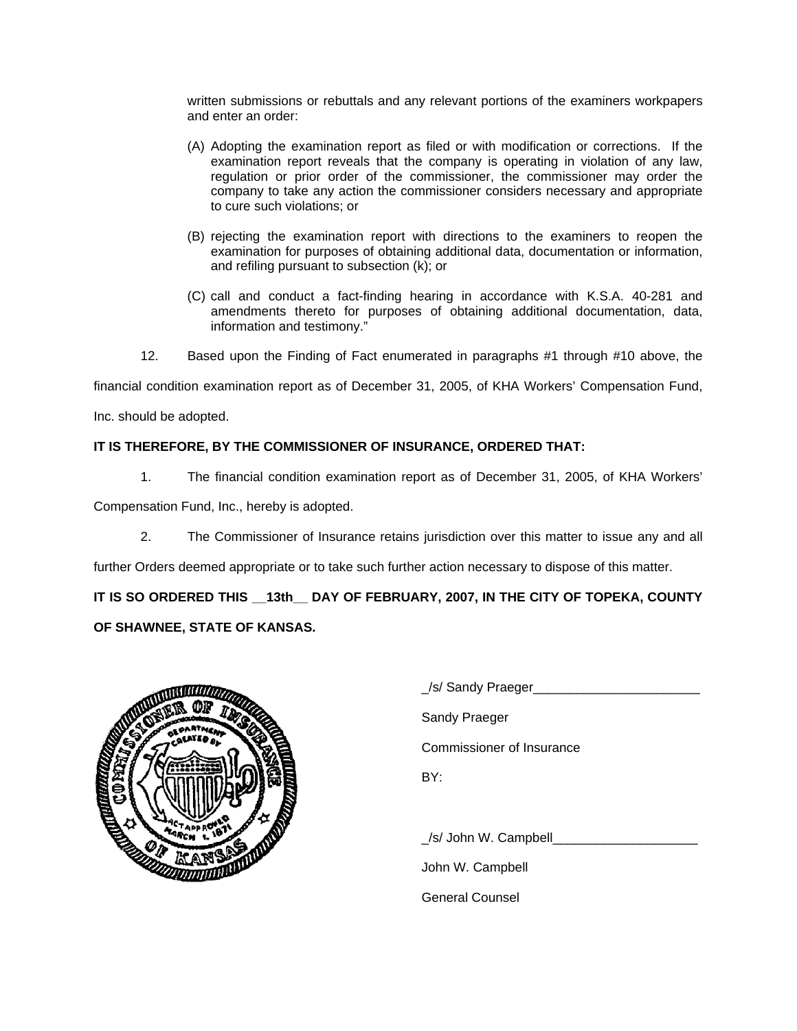written submissions or rebuttals and any relevant portions of the examiners workpapers and enter an order:

(A) Adopting the examination report as filed or with modification or corrections. If the examination report reveals that the company is operating in violation of any law, regulation or prior order of the commissioner, the commissioner may order the company to take any action the commissioner considers necessary and appropriate to cure such violations; or

(B) rejecting the examination report with directions to the examiners to reopen the examination for purposes of obtaining additional data, documentation or information, and refiling pursuant to subsection (k); or

(C) call and conduct a fact-finding hearing in accordance with K.S.A. 40-281 and amendments thereto for purposes of obtaining additional documentation, data, information and testimony."

12. Based upon the Finding of Fact enumerated in paragraphs #1 through #10 above, the financial condition examination report as of December 31, 2005, of KHA Workers' Compensation Fund, Inc. should be adopted.

**IT IS THEREFORE, BY THE COMMISSIONER OF INSURANCE, ORDERED THAT:**

1. The financial condition examination report as of December 31, 2005, of KHA Workers' Compensation Fund, Inc., hereby is adopted.

2. The Commissioner of Insurance retains jurisdiction over this matter to issue any and all further Orders deemed appropriate or to take such further action necessary to dispose of this matter.

**IT IS SO ORDERED THIS __13th__ DAY OF FEBRUARY, 2007, IN THE CITY OF TOPEKA, COUNTY OF SHAWNEE, STATE OF KANSAS.**

_/s/ Sandy Praeger_______________________

Sandy Praeger

Commissioner of Insurance

BY:

_/s/ John W. Campbell____________________

John W. Campbell

General Counsel